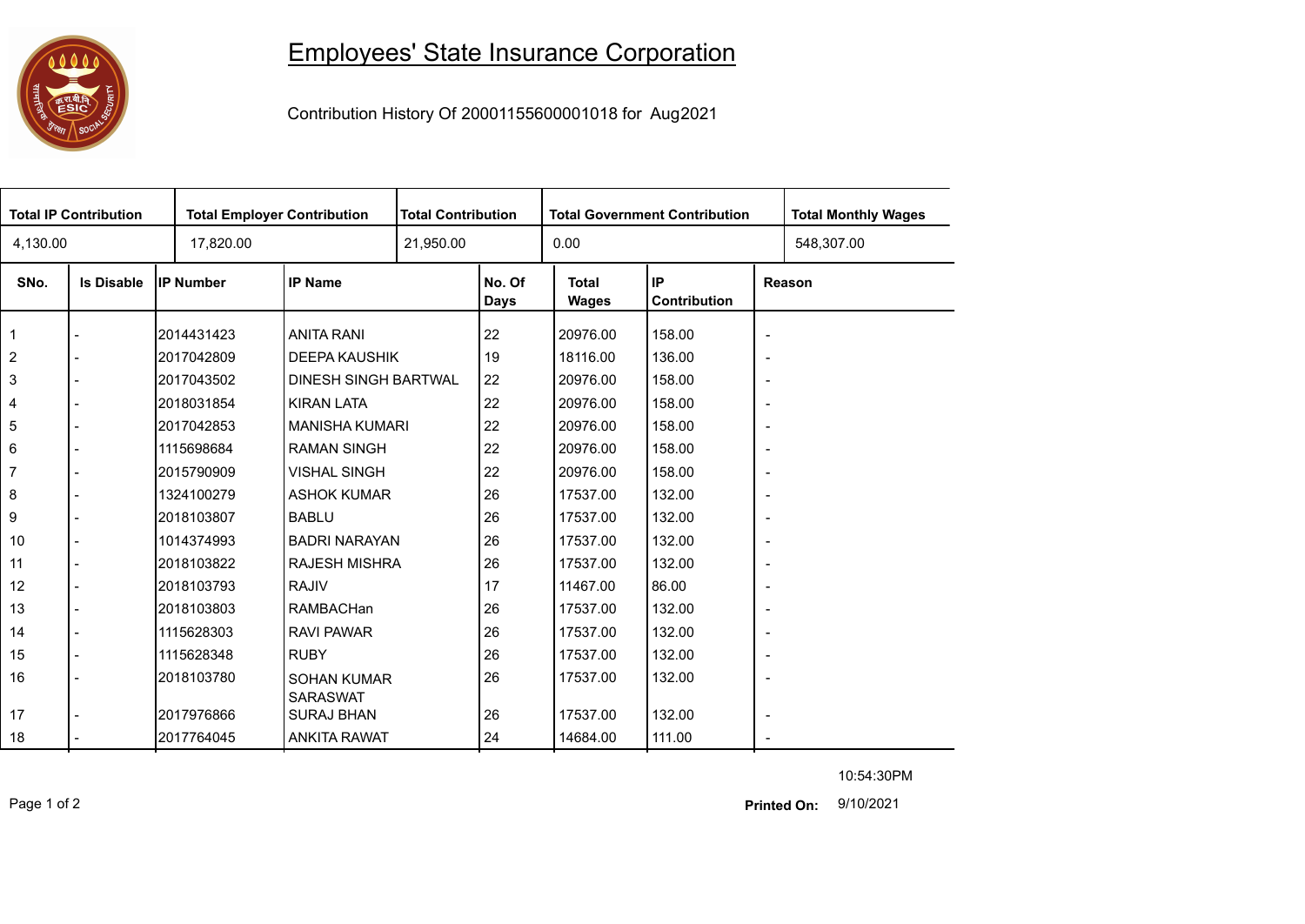# Employees' State Insurance Corporation

Contribution History Of 20001155600001018 for Aug2021

| Total IP Contribution | Total Employer Contribution | Total Contribution | Total Government Contribution | Total Monthly Wages |
|---|---|---|---|---|
| 4,130.00 | 17,820.00 | 21,950.00 | 0.00 | 548,307.00 |

| SNo. | Is Disable | IP Number | IP Name | No. Of Days | Total Wages | IP Contribution | Reason |
|---|---|---|---|---|---|---|---|
| 1 | - | 2014431423 | ANITA RANI | 22 | 20976.00 | 158.00 | - |
| 2 | - | 2017042809 | DEEPA KAUSHIK | 19 | 18116.00 | 136.00 | - |
| 3 | - | 2017043502 | DINESH SINGH BARTWAL | 22 | 20976.00 | 158.00 | - |
| 4 | - | 2018031854 | KIRAN LATA | 22 | 20976.00 | 158.00 | - |
| 5 | - | 2017042853 | MANISHA KUMARI | 22 | 20976.00 | 158.00 | - |
| 6 | - | 1115698684 | RAMAN SINGH | 22 | 20976.00 | 158.00 | - |
| 7 | - | 2015790909 | VISHAL SINGH | 22 | 20976.00 | 158.00 | - |
| 8 | - | 1324100279 | ASHOK KUMAR | 26 | 17537.00 | 132.00 | - |
| 9 | - | 2018103807 | BABLU | 26 | 17537.00 | 132.00 | - |
| 10 | - | 1014374993 | BADRI NARAYAN | 26 | 17537.00 | 132.00 | - |
| 11 | - | 2018103822 | RAJESH MISHRA | 26 | 17537.00 | 132.00 | - |
| 12 | - | 2018103793 | RAJIV | 17 | 11467.00 | 86.00 | - |
| 13 | - | 2018103803 | RAMBACHan | 26 | 17537.00 | 132.00 | - |
| 14 | - | 1115628303 | RAVI PAWAR | 26 | 17537.00 | 132.00 | - |
| 15 | - | 1115628348 | RUBY | 26 | 17537.00 | 132.00 | - |
| 16 | - | 2018103780 | SOHAN KUMAR SARASWAT | 26 | 17537.00 | 132.00 | - |
| 17 | - | 2017976866 | SURAJ BHAN | 26 | 17537.00 | 132.00 | - |
| 18 | - | 2017764045 | ANKITA RAWAT | 24 | 14684.00 | 111.00 | - |

10:54:30PM

**Printed On:** 9/10/2021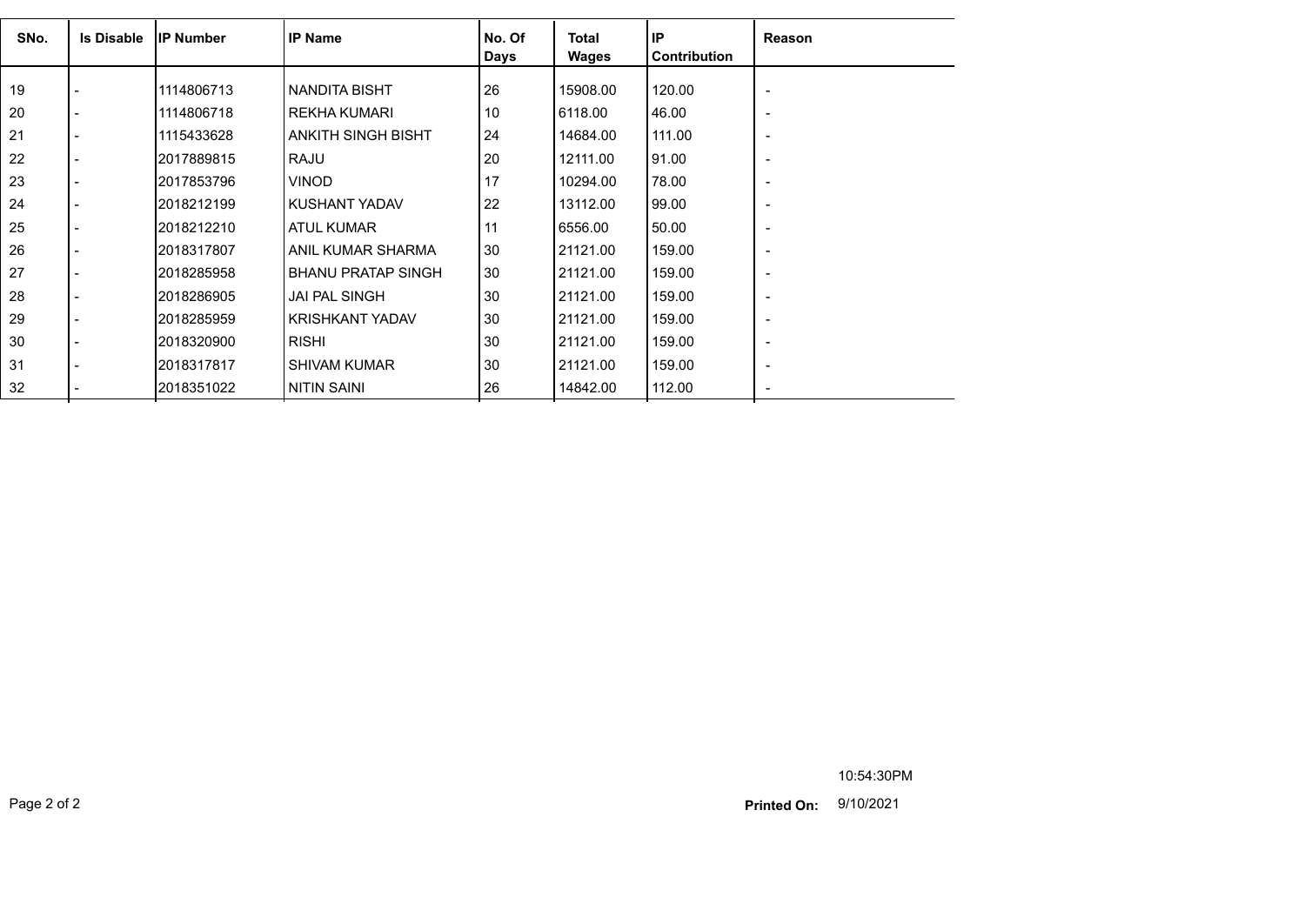| SNo. | Is Disable | IP Number | IP Name | No. Of Days | Total Wages | IP Contribution | Reason |
|---|---|---|---|---|---|---|---|
| 19 | - | 1114806713 | NANDITA BISHT | 26 | 15908.00 | 120.00 | - |
| 20 | - | 1114806718 | REKHA KUMARI | 10 | 6118.00 | 46.00 | - |
| 21 | - | 1115433628 | ANKITH SINGH BISHT | 24 | 14684.00 | 111.00 | - |
| 22 | - | 2017889815 | RAJU | 20 | 12111.00 | 91.00 | - |
| 23 | - | 2017853796 | VINOD | 17 | 10294.00 | 78.00 | - |
| 24 | - | 2018212199 | KUSHANT YADAV | 22 | 13112.00 | 99.00 | - |
| 25 | - | 2018212210 | ATUL KUMAR | 11 | 6556.00 | 50.00 | - |
| 26 | - | 2018317807 | ANIL KUMAR SHARMA | 30 | 21121.00 | 159.00 | - |
| 27 | - | 2018285958 | BHANU PRATAP SINGH | 30 | 21121.00 | 159.00 | - |
| 28 | - | 2018286905 | JAI PAL SINGH | 30 | 21121.00 | 159.00 | - |
| 29 | - | 2018285959 | KRISHKANT YADAV | 30 | 21121.00 | 159.00 | - |
| 30 | - | 2018320900 | RISHI | 30 | 21121.00 | 159.00 | - |
| 31 | - | 2018317817 | SHIVAM KUMAR | 30 | 21121.00 | 159.00 | - |
| 32 | - | 2018351022 | NITIN SAINI | 26 | 14842.00 | 112.00 | - |

10:54:30PM

**Printed On:** 9/10/2021